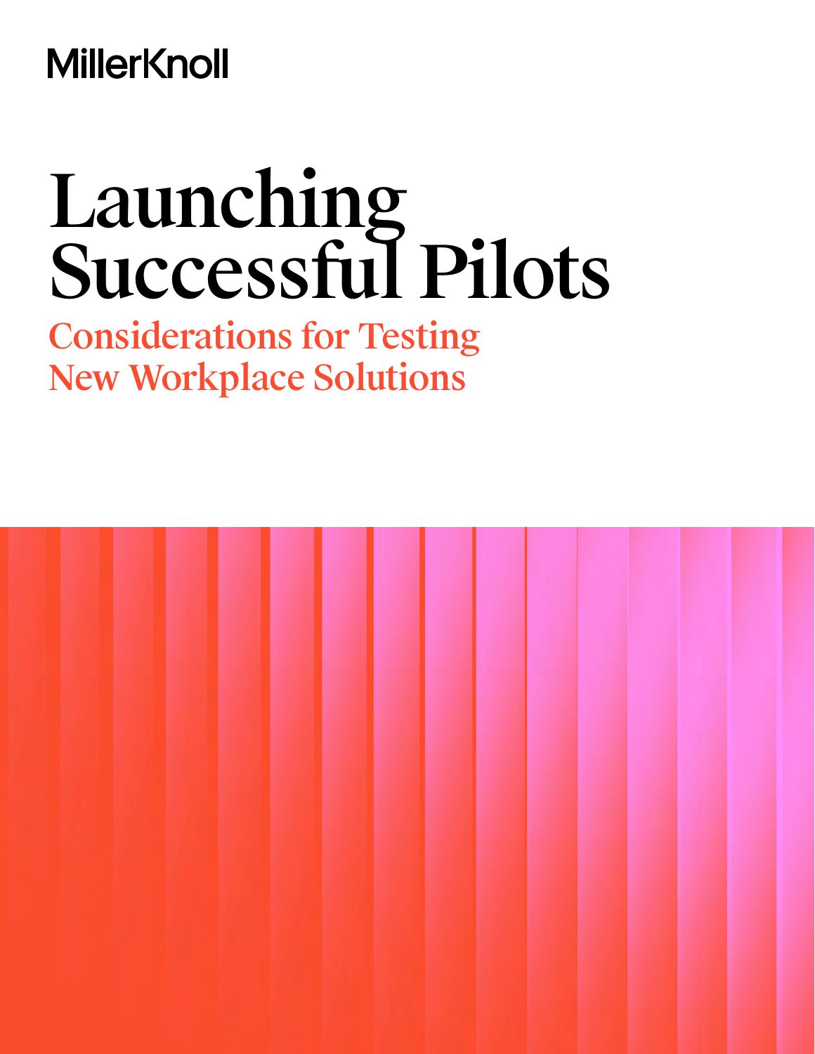MillerKnoll

# Launching Successful Pilots

## Considerations for Testing New Workplace Solutions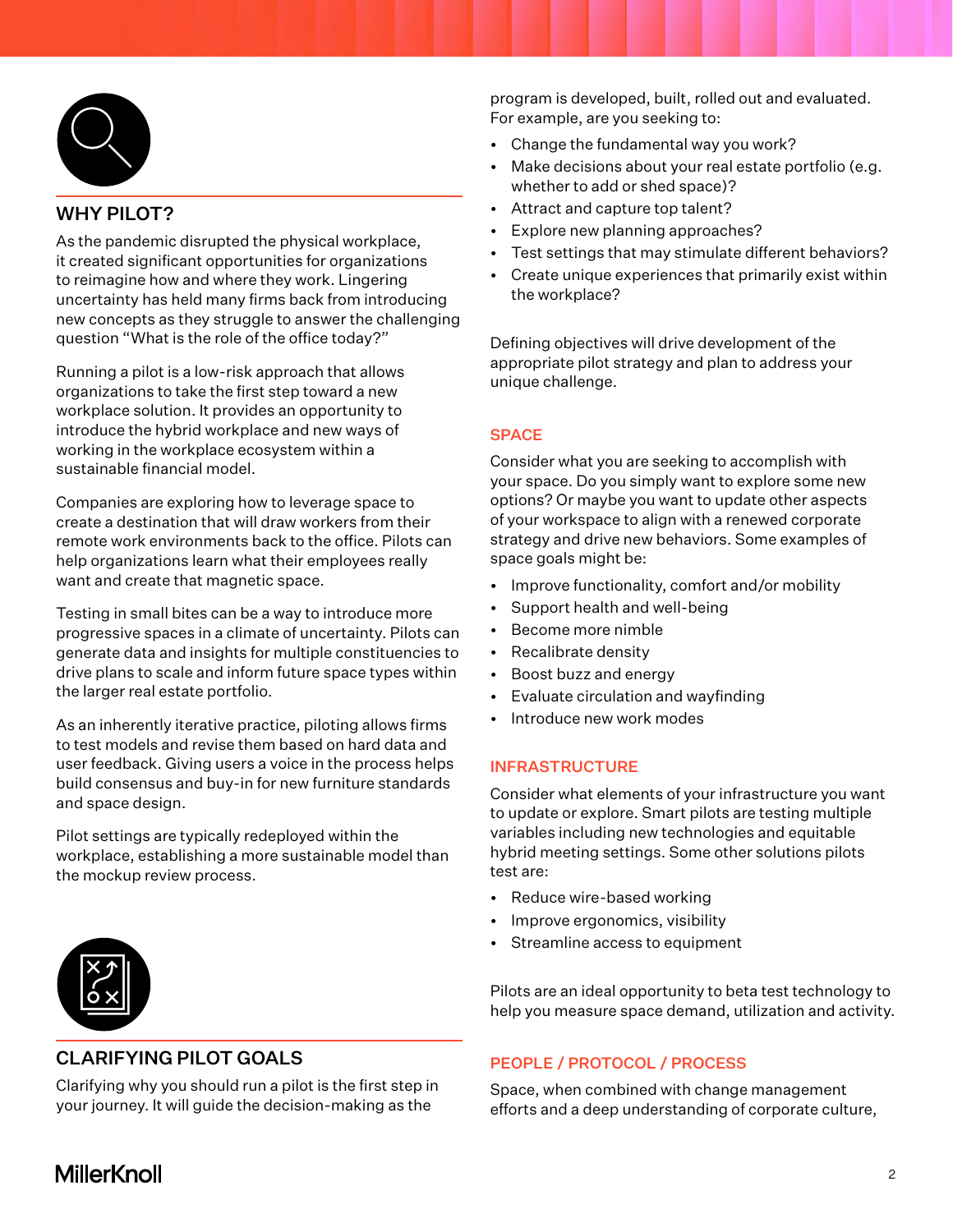## WHY PILOT?

As the pandemic disrupted the physical workplace, it created significant opportunities for organizations to reimagine how and where they work. Lingering uncertainty has held many firms back from introducing new concepts as they struggle to answer the challenging question "What is the role of the office today?"

Running a pilot is a low-risk approach that allows organizations to take the first step toward a new workplace solution. It provides an opportunity to introduce the hybrid workplace and new ways of working in the workplace ecosystem within a sustainable financial model.

Companies are exploring how to leverage space to create a destination that will draw workers from their remote work environments back to the office. Pilots can help organizations learn what their employees really want and create that magnetic space.

Testing in small bites can be a way to introduce more progressive spaces in a climate of uncertainty. Pilots can generate data and insights for multiple constituencies to drive plans to scale and inform future space types within the larger real estate portfolio.

As an inherently iterative practice, piloting allows firms to test models and revise them based on hard data and user feedback. Giving users a voice in the process helps build consensus and buy-in for new furniture standards and space design.

Pilot settings are typically redeployed within the workplace, establishing a more sustainable model than the mockup review process.

## CLARIFYING PILOT GOALS

Clarifying why you should run a pilot is the first step in your journey. It will guide the decision-making as the program is developed, built, rolled out and evaluated. For example, are you seeking to:

- Change the fundamental way you work?
- Make decisions about your real estate portfolio (e.g. whether to add or shed space)?
- Attract and capture top talent?
- Explore new planning approaches?
- Test settings that may stimulate different behaviors?
- Create unique experiences that primarily exist within the workplace?

Defining objectives will drive development of the appropriate pilot strategy and plan to address your unique challenge.

### SPACE

Consider what you are seeking to accomplish with your space. Do you simply want to explore some new options? Or maybe you want to update other aspects of your workspace to align with a renewed corporate strategy and drive new behaviors. Some examples of space goals might be:

- Improve functionality, comfort and/or mobility
- Support health and well-being
- Become more nimble
- Recalibrate density
- Boost buzz and energy
- Evaluate circulation and wayfinding
- Introduce new work modes

### INFRASTRUCTURE

Consider what elements of your infrastructure you want to update or explore. Smart pilots are testing multiple variables including new technologies and equitable hybrid meeting settings. Some other solutions pilots test are:

- Reduce wire-based working
- Improve ergonomics, visibility
- Streamline access to equipment

Pilots are an ideal opportunity to beta test technology to help you measure space demand, utilization and activity.

### PEOPLE / PROTOCOL / PROCESS

Space, when combined with change management efforts and a deep understanding of corporate culture,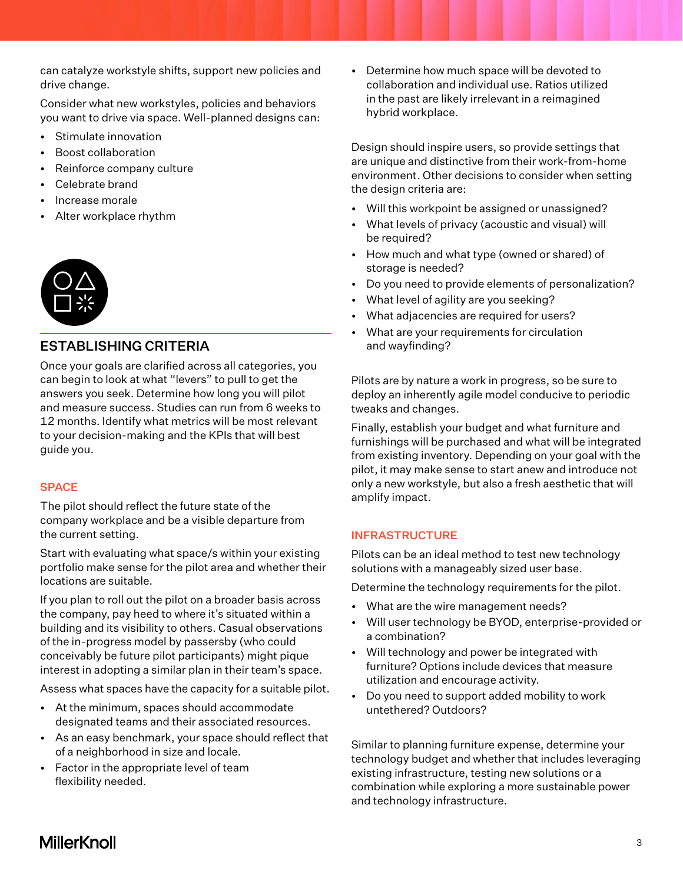can catalyze workstyle shifts, support new policies and drive change.

Consider what new workstyles, policies and behaviors you want to drive via space. Well-planned designs can:

- Stimulate innovation
- Boost collaboration
- Reinforce company culture
- Celebrate brand
- Increase morale
- Alter workplace rhythm

## ESTABLISHING CRITERIA

Once your goals are clarified across all categories, you can begin to look at what “levers” to pull to get the answers you seek. Determine how long you will pilot and measure success. Studies can run from 6 weeks to 12 months. Identify what metrics will be most relevant to your decision-making and the KPIs that will best guide you.

### SPACE

The pilot should reflect the future state of the company workplace and be a visible departure from the current setting.

Start with evaluating what space/s within your existing portfolio make sense for the pilot area and whether their locations are suitable.

If you plan to roll out the pilot on a broader basis across the company, pay heed to where it’s situated within a building and its visibility to others. Casual observations of the in-progress model by passersby (who could conceivably be future pilot participants) might pique interest in adopting a similar plan in their team’s space.

Assess what spaces have the capacity for a suitable pilot.

- At the minimum, spaces should accommodate designated teams and their associated resources.
- As an easy benchmark, your space should reflect that of a neighborhood in size and locale.
- Factor in the appropriate level of team flexibility needed.
- Determine how much space will be devoted to collaboration and individual use. Ratios utilized in the past are likely irrelevant in a reimagined hybrid workplace.

Design should inspire users, so provide settings that are unique and distinctive from their work-from-home environment. Other decisions to consider when setting the design criteria are:

- Will this workpoint be assigned or unassigned?
- What levels of privacy (acoustic and visual) will be required?
- How much and what type (owned or shared) of storage is needed?
- Do you need to provide elements of personalization?
- What level of agility are you seeking?
- What adjacencies are required for users?
- What are your requirements for circulation and wayfinding?

Pilots are by nature a work in progress, so be sure to deploy an inherently agile model conducive to periodic tweaks and changes.

Finally, establish your budget and what furniture and furnishings will be purchased and what will be integrated from existing inventory. Depending on your goal with the pilot, it may make sense to start anew and introduce not only a new workstyle, but also a fresh aesthetic that will amplify impact.

### INFRASTRUCTURE

Pilots can be an ideal method to test new technology solutions with a manageably sized user base.

Determine the technology requirements for the pilot.

- What are the wire management needs?
- Will user technology be BYOD, enterprise-provided or a combination?
- Will technology and power be integrated with furniture? Options include devices that measure utilization and encourage activity.
- Do you need to support added mobility to work untethered? Outdoors?

Similar to planning furniture expense, determine your technology budget and whether that includes leveraging existing infrastructure, testing new solutions or a combination while exploring a more sustainable power and technology infrastructure.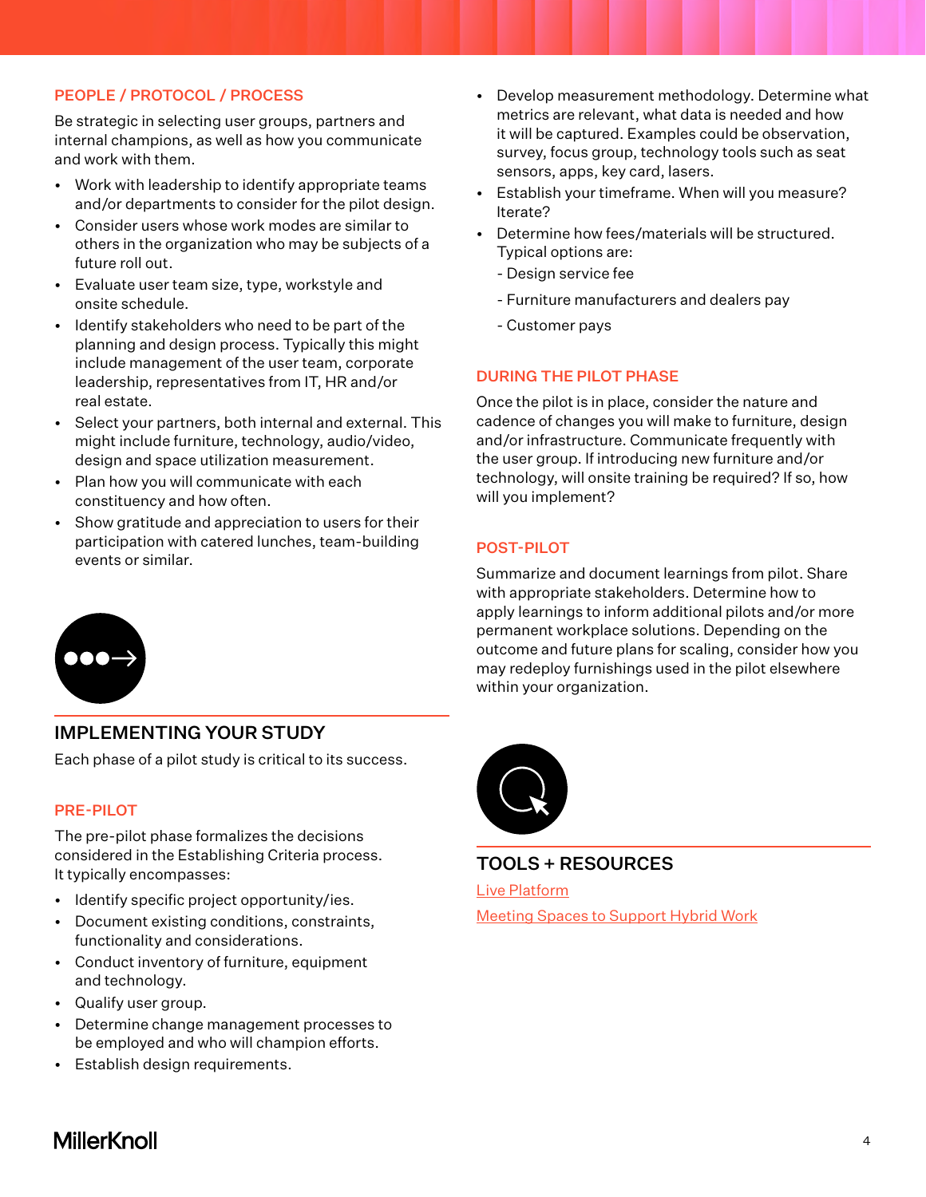### PEOPLE / PROTOCOL / PROCESS

Be strategic in selecting user groups, partners and internal champions, as well as how you communicate and work with them.

- Work with leadership to identify appropriate teams and/or departments to consider for the pilot design.
- Consider users whose work modes are similar to others in the organization who may be subjects of a future roll out.
- Evaluate user team size, type, workstyle and onsite schedule.
- Identify stakeholders who need to be part of the planning and design process. Typically this might include management of the user team, corporate leadership, representatives from IT, HR and/or real estate.
- Select your partners, both internal and external. This might include furniture, technology, audio/video, design and space utilization measurement.
- Plan how you will communicate with each constituency and how often.
- Show gratitude and appreciation to users for their participation with catered lunches, team-building events or similar.

## IMPLEMENTING YOUR STUDY

Each phase of a pilot study is critical to its success.

### PRE-PILOT

The pre-pilot phase formalizes the decisions considered in the Establishing Criteria process. It typically encompasses:

- Identify specific project opportunity/ies.
- Document existing conditions, constraints, functionality and considerations.
- Conduct inventory of furniture, equipment and technology.
- Qualify user group.
- Determine change management processes to be employed and who will champion efforts.
- Establish design requirements.
- Develop measurement methodology. Determine what metrics are relevant, what data is needed and how it will be captured. Examples could be observation, survey, focus group, technology tools such as seat sensors, apps, key card, lasers.
- Establish your timeframe. When will you measure? Iterate?
- Determine how fees/materials will be structured. Typical options are:
  - Design service fee
  - Furniture manufacturers and dealers pay
  - Customer pays

### DURING THE PILOT PHASE

Once the pilot is in place, consider the nature and cadence of changes you will make to furniture, design and/or infrastructure. Communicate frequently with the user group. If introducing new furniture and/or technology, will onsite training be required? If so, how will you implement?

### POST-PILOT

Summarize and document learnings from pilot. Share with appropriate stakeholders. Determine how to apply learnings to inform additional pilots and/or more permanent workplace solutions. Depending on the outcome and future plans for scaling, consider how you may redeploy furnishings used in the pilot elsewhere within your organization.

## TOOLS + RESOURCES

Live Platform

Meeting Spaces to Support Hybrid Work